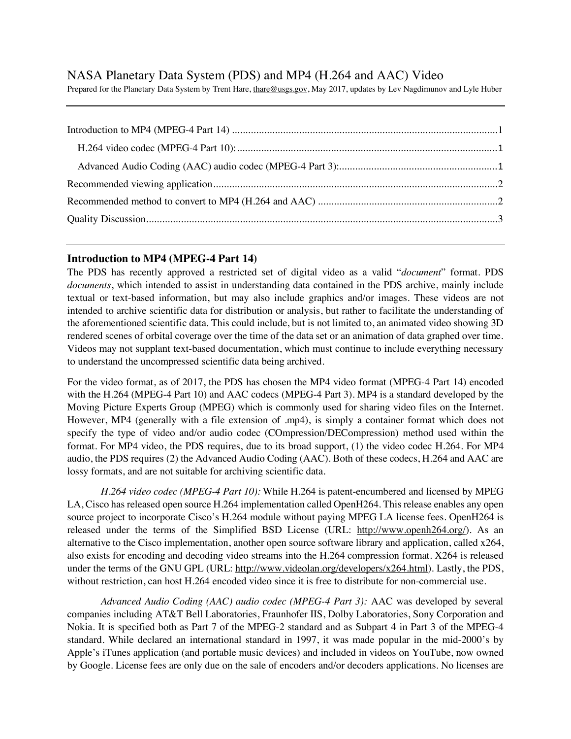# NASA Planetary Data System (PDS) and MP4 (H.264 and AAC) Video

Prepared for the Planetary Data System by Trent Hare, thare@usgs.gov, May 2017, updates by Lev Nagdimunov and Lyle Huber

---

Introduction to MP4 (MPEG-4 Part 14) .......................................................................................1

H.264 video codec (MPEG-4 Part 10): ..................................................................................1

Advanced Audio Coding (AAC) audio codec (MPEG-4 Part 3): ...........................................1

Recommended viewing application ..........................................................................................2

Recommended method to convert to MP4 (H.264 and AAC) ..................................................2

Quality Discussion ....................................................................................................................3

---

## Introduction to MP4 (MPEG-4 Part 14)

The PDS has recently approved a restricted set of digital video as a valid "*document*" format. PDS *documents*, which intended to assist in understanding data contained in the PDS archive, mainly include textual or text-based information, but may also include graphics and/or images. These videos are not intended to archive scientific data for distribution or analysis, but rather to facilitate the understanding of the aforementioned scientific data. This could include, but is not limited to, an animated video showing 3D rendered scenes of orbital coverage over the time of the data set or an animation of data graphed over time. Videos may not supplant text-based documentation, which must continue to include everything necessary to understand the uncompressed scientific data being archived.

For the video format, as of 2017, the PDS has chosen the MP4 video format (MPEG-4 Part 14) encoded with the H.264 (MPEG-4 Part 10) and AAC codecs (MPEG-4 Part 3). MP4 is a standard developed by the Moving Picture Experts Group (MPEG) which is commonly used for sharing video files on the Internet. However, MP4 (generally with a file extension of .mp4), is simply a container format which does not specify the type of video and/or audio codec (COmpression/DECompression) method used within the format. For MP4 video, the PDS requires, due to its broad support, (1) the video codec H.264. For MP4 audio, the PDS requires (2) the Advanced Audio Coding (AAC). Both of these codecs, H.264 and AAC are lossy formats, and are not suitable for archiving scientific data.

*H.264 video codec (MPEG-4 Part 10):* While H.264 is patent-encumbered and licensed by MPEG LA, Cisco has released open source H.264 implementation called OpenH264. This release enables any open source project to incorporate Cisco's H.264 module without paying MPEG LA license fees. OpenH264 is released under the terms of the Simplified BSD License (URL: http://www.openh264.org/). As an alternative to the Cisco implementation, another open source software library and application, called x264, also exists for encoding and decoding video streams into the H.264 compression format. X264 is released under the terms of the GNU GPL (URL: http://www.videolan.org/developers/x264.html). Lastly, the PDS, without restriction, can host H.264 encoded video since it is free to distribute for non-commercial use.

*Advanced Audio Coding (AAC) audio codec (MPEG-4 Part 3):* AAC was developed by several companies including AT&T Bell Laboratories, Fraunhofer IIS, Dolby Laboratories, Sony Corporation and Nokia. It is specified both as Part 7 of the MPEG-2 standard and as Subpart 4 in Part 3 of the MPEG-4 standard. While declared an international standard in 1997, it was made popular in the mid-2000's by Apple's iTunes application (and portable music devices) and included in videos on YouTube, now owned by Google. License fees are only due on the sale of encoders and/or decoders applications. No licenses are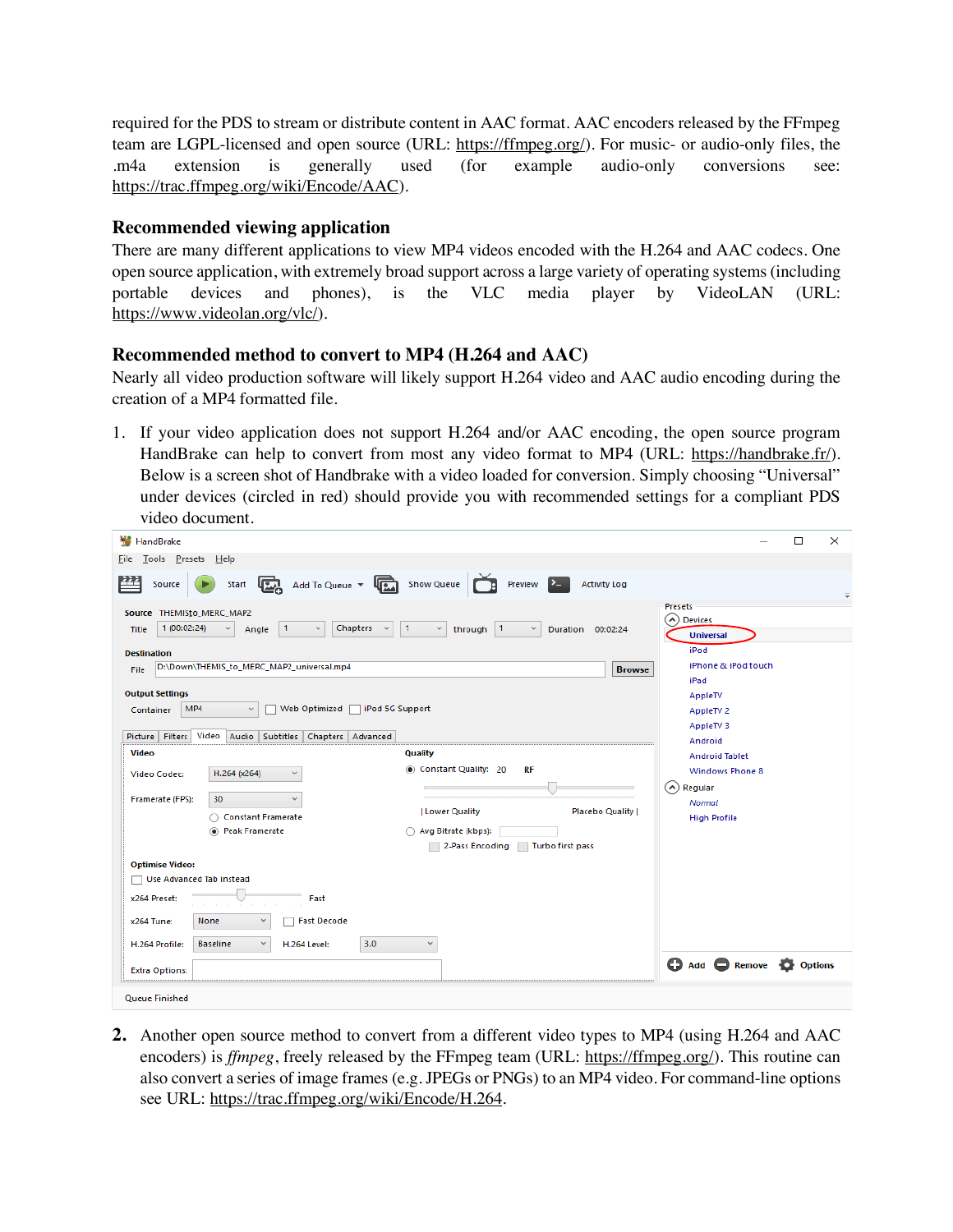required for the PDS to stream or distribute content in AAC format. AAC encoders released by the FFmpeg team are LGPL-licensed and open source (URL: https://ffmpeg.org/). For music- or audio-only files, the .m4a extension is generally used (for example audio-only conversions see: https://trac.ffmpeg.org/wiki/Encode/AAC).

### Recommended viewing application

There are many different applications to view MP4 videos encoded with the H.264 and AAC codecs. One open source application, with extremely broad support across a large variety of operating systems (including portable devices and phones), is the VLC media player by VideoLAN (URL: https://www.videolan.org/vlc/).

### Recommended method to convert to MP4 (H.264 and AAC)

Nearly all video production software will likely support H.264 video and AAC audio encoding during the creation of a MP4 formatted file.

1. If your video application does not support H.264 and/or AAC encoding, the open source program HandBrake can help to convert from most any video format to MP4 (URL: https://handbrake.fr/). Below is a screen shot of Handbrake with a video loaded for conversion. Simply choosing "Universal" under devices (circled in red) should provide you with recommended settings for a compliant PDS video document.

2. Another open source method to convert from a different video types to MP4 (using H.264 and AAC encoders) is *ffmpeg*, freely released by the FFmpeg team (URL: https://ffmpeg.org/). This routine can also convert a series of image frames (e.g. JPEGs or PNGs) to an MP4 video. For command-line options see URL: https://trac.ffmpeg.org/wiki/Encode/H.264.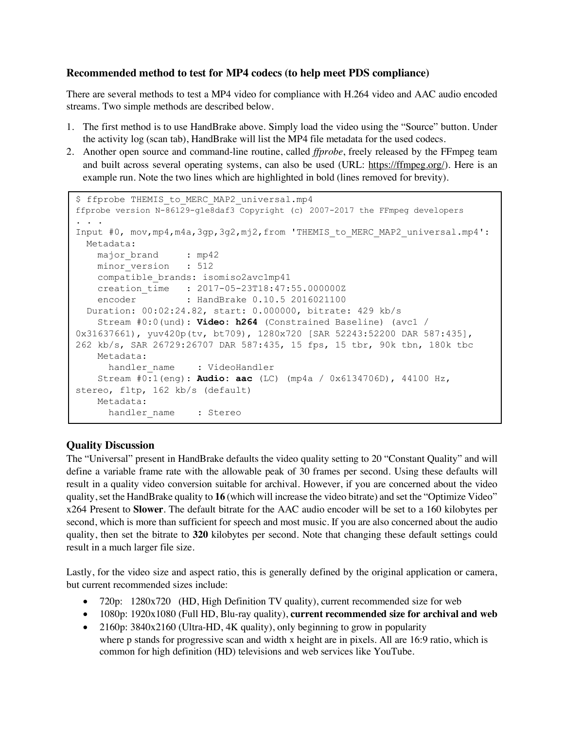### Recommended method to test for MP4 codecs (to help meet PDS compliance)

There are several methods to test a MP4 video for compliance with H.264 video and AAC audio encoded streams. Two simple methods are described below.

1. The first method is to use HandBrake above. Simply load the video using the "Source" button. Under the activity log (scan tab), HandBrake will list the MP4 file metadata for the used codecs.
2. Another open source and command-line routine, called *ffprobe*, freely released by the FFmpeg team and built across several operating systems, can also be used (URL: https://ffmpeg.org/). Here is an example run. Note the two lines which are highlighted in bold (lines removed for brevity).

```
$ ffprobe THEMIS_to_MERC_MAP2_universal.mp4
ffprobe version N-86129-g1e8daf3 Copyright (c) 2007-2017 the FFmpeg developers
. . .
Input #0, mov,mp4,m4a,3gp,3g2,mj2,from 'THEMIS_to_MERC_MAP2_universal.mp4':
  Metadata:
    major_brand     : mp42
    minor_version   : 512
    compatible_brands: isomiso2avc1mp41
    creation_time   : 2017-05-23T18:47:55.000000Z
    encoder         : HandBrake 0.10.5 2016021100
  Duration: 00:02:24.82, start: 0.000000, bitrate: 429 kb/s
    Stream #0:0(und): Video: h264 (Constrained Baseline) (avc1 /
0x31637661), yuv420p(tv, bt709), 1280x720 [SAR 52243:52200 DAR 587:435],
262 kb/s, SAR 26729:26707 DAR 587:435, 15 fps, 15 tbr, 90k tbn, 180k tbc
    Metadata:
      handler_name    : VideoHandler
    Stream #0:1(eng): Audio: aac (LC) (mp4a / 0x6134706D), 44100 Hz,
stereo, fltp, 162 kb/s (default)
    Metadata:
      handler_name    : Stereo
```

## Quality Discussion

The "Universal" present in HandBrake defaults the video quality setting to 20 "Constant Quality" and will define a variable frame rate with the allowable peak of 30 frames per second. Using these defaults will result in a quality video conversion suitable for archival. However, if you are concerned about the video quality, set the HandBrake quality to **16** (which will increase the video bitrate) and set the "Optimize Video" x264 Present to **Slower**. The default bitrate for the AAC audio encoder will be set to a 160 kilobytes per second, which is more than sufficient for speech and most music. If you are also concerned about the audio quality, then set the bitrate to **320** kilobytes per second. Note that changing these default settings could result in a much larger file size.

Lastly, for the video size and aspect ratio, this is generally defined by the original application or camera, but current recommended sizes include:

- 720p: 1280x720 (HD, High Definition TV quality), current recommended size for web
- 1080p: 1920x1080 (Full HD, Blu-ray quality), **current recommended size for archival and web**
- 2160p: 3840x2160 (Ultra-HD, 4K quality), only beginning to grow in popularity
  where p stands for progressive scan and width x height are in pixels. All are 16:9 ratio, which is common for high definition (HD) televisions and web services like YouTube.